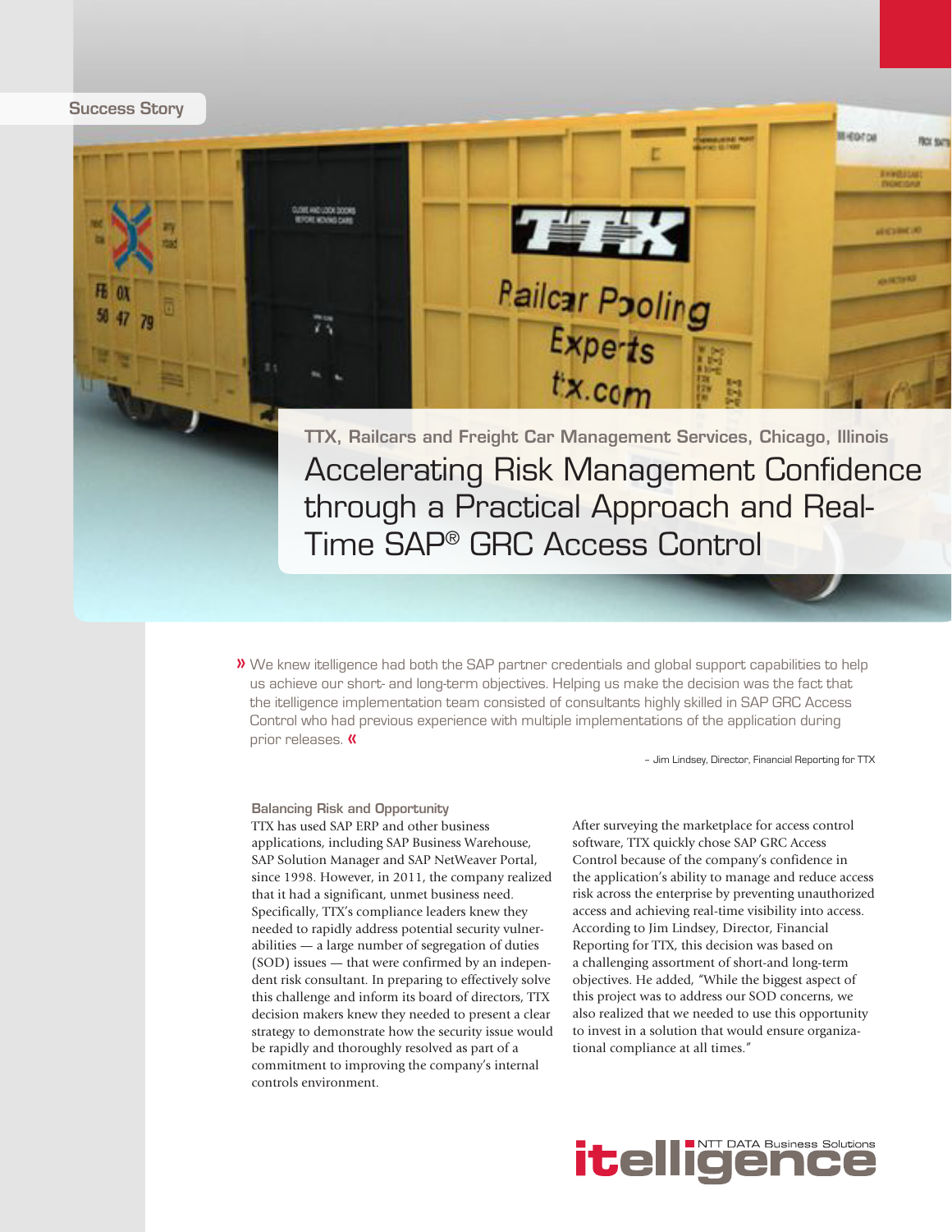Success Story

TTX, Railcars and Freight Car Management Services, Chicago, Illinois

# Accelerating Risk Management Confidence through a Practical Approach and Real-Time SAP® GRC Access Control

» We knew itelligence had both the SAP partner credentials and global support capabilities to help us achieve our short- and long-term objectives. Helping us make the decision was the fact that the itelligence implementation team consisted of consultants highly skilled in SAP GRC Access Control who had previous experience with multiple implementations of the application during prior releases. «

– Jim Lindsey, Director, Financial Reporting for TTX

## Balancing Risk and Opportunity

TTX has used SAP ERP and other business applications, including SAP Business Warehouse, SAP Solution Manager and SAP NetWeaver Portal, since 1998. However, in 2011, the company realized that it had a significant, unmet business need. Specifically, TTX's compliance leaders knew they needed to rapidly address potential security vulnerabilities — a large number of segregation of duties (SOD) issues — that were confirmed by an independent risk consultant. In preparing to effectively solve this challenge and inform its board of directors, TTX decision makers knew they needed to present a clear strategy to demonstrate how the security issue would be rapidly and thoroughly resolved as part of a commitment to improving the company's internal controls environment.

After surveying the marketplace for access control software, TTX quickly chose SAP GRC Access Control because of the company's confidence in the application's ability to manage and reduce access risk across the enterprise by preventing unauthorized access and achieving real-time visibility into access. According to Jim Lindsey, Director, Financial Reporting for TTX, this decision was based on a challenging assortment of short-and long-term objectives. He added, "While the biggest aspect of this project was to address our SOD concerns, we also realized that we needed to use this opportunity to invest in a solution that would ensure organizational compliance at all times."

itelligence NTT DATA Business Solutions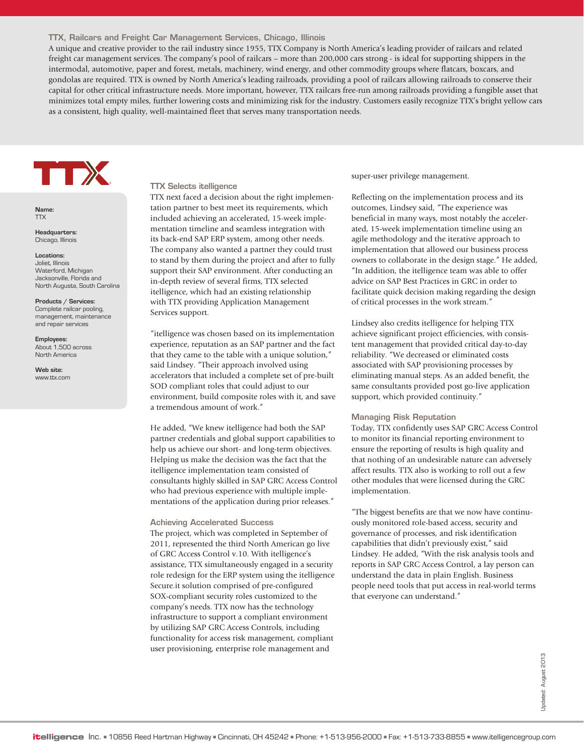### TTX, Railcars and Freight Car Management Services, Chicago, Illinois

A unique and creative provider to the rail industry since 1955, TTX Company is North America's leading provider of railcars and related freight car management services. The company's pool of railcars – more than 200,000 cars strong - is ideal for supporting shippers in the intermodal, automotive, paper and forest, metals, machinery, wind energy, and other commodity groups where flatcars, boxcars, and gondolas are required. TTX is owned by North America's leading railroads, providing a pool of railcars allowing railroads to conserve their capital for other critical infrastructure needs. More important, however, TTX railcars free-run among railroads providing a fungible asset that minimizes total empty miles, further lowering costs and minimizing risk for the industry. Customers easily recognize TTX's bright yellow cars as a consistent, high quality, well-maintained fleet that serves many transportation needs.

**Name:**
TTX

**Headquarters:**
Chicago, Illinois

**Locations:**
Joliet, Illinois
Waterford, Michigan
Jacksonville, Florida and
North Augusta, South Carolina

**Products / Services:**
Complete railcar pooling, management, maintenance and repair services

**Employees:**
About 1,500 across North America

**Web site:**
www.ttx.com

### TTX Selects itelligence

TTX next faced a decision about the right implementation partner to best meet its requirements, which included achieving an accelerated, 15-week implementation timeline and seamless integration with its back-end SAP ERP system, among other needs. The company also wanted a partner they could trust to stand by them during the project and after to fully support their SAP environment. After conducting an in-depth review of several firms, TTX selected itelligence, which had an existing relationship with TTX providing Application Management Services support.

"itelligence was chosen based on its implementation experience, reputation as an SAP partner and the fact that they came to the table with a unique solution," said Lindsey. "Their approach involved using accelerators that included a complete set of pre-built SOD compliant roles that could adjust to our environment, build composite roles with it, and save a tremendous amount of work."

He added, "We knew itelligence had both the SAP partner credentials and global support capabilities to help us achieve our short- and long-term objectives. Helping us make the decision was the fact that the itelligence implementation team consisted of consultants highly skilled in SAP GRC Access Control who had previous experience with multiple implementations of the application during prior releases."

### Achieving Accelerated Success

The project, which was completed in September of 2011, represented the third North American go live of GRC Access Control v.10. With itelligence's assistance, TTX simultaneously engaged in a security role redesign for the ERP system using the itelligence Secure.it solution comprised of pre-configured SOX-compliant security roles customized to the company's needs. TTX now has the technology infrastructure to support a compliant environment by utilizing SAP GRC Access Controls, including functionality for access risk management, compliant user provisioning, enterprise role management and super-user privilege management.

Reflecting on the implementation process and its outcomes, Lindsey said, "The experience was beneficial in many ways, most notably the accelerated, 15-week implementation timeline using an agile methodology and the iterative approach to implementation that allowed our business process owners to collaborate in the design stage." He added, "In addition, the itelligence team was able to offer advice on SAP Best Practices in GRC in order to facilitate quick decision making regarding the design of critical processes in the work stream."

Lindsey also credits itelligence for helping TTX achieve significant project efficiencies, with consistent management that provided critical day-to-day reliability. "We decreased or eliminated costs associated with SAP provisioning processes by eliminating manual steps. As an added benefit, the same consultants provided post go-live application support, which provided continuity."

### Managing Risk Reputation

Today, TTX confidently uses SAP GRC Access Control to monitor its financial reporting environment to ensure the reporting of results is high quality and that nothing of an undesirable nature can adversely affect results. TTX also is working to roll out a few other modules that were licensed during the GRC implementation.

"The biggest benefits are that we now have continuously monitored role-based access, security and governance of processes, and risk identification capabilities that didn't previously exist," said Lindsey. He added, "With the risk analysis tools and reports in SAP GRC Access Control, a lay person can understand the data in plain English. Business people need tools that put access in real-world terms that everyone can understand."

Updated: August 2013

itelligence Inc. ▪ 10856 Reed Hartman Highway ▪ Cincinnati, OH 45242 ▪ Phone: +1-513-956-2000 ▪ Fax: +1-513-733-8855 ▪ www.itelligencegroup.com